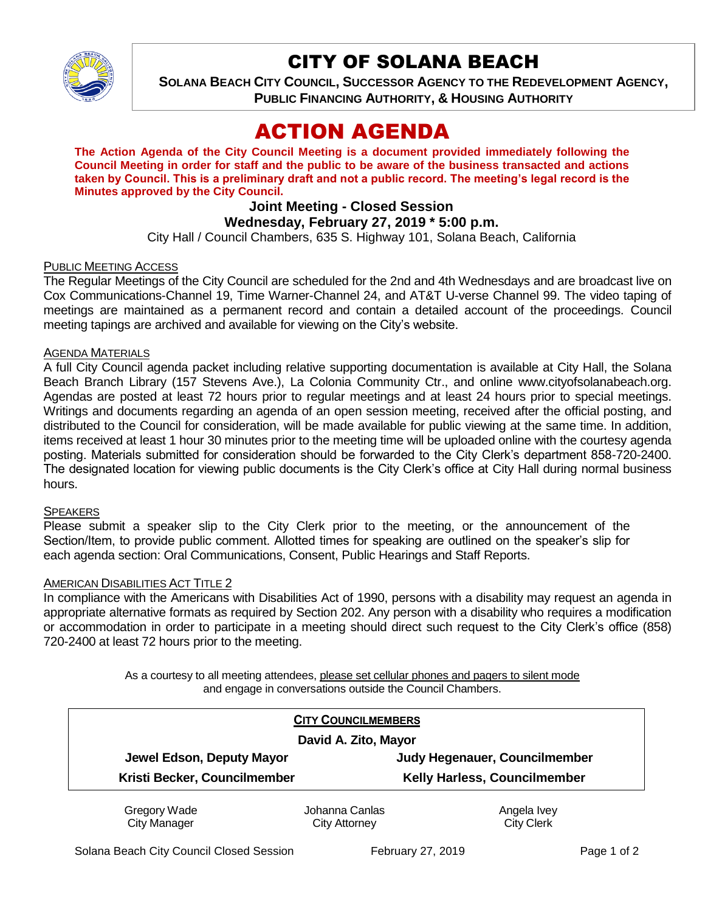# CITY OF SOLANA BEACH

**SOLANA BEACH CITY COUNCIL, SUCCESSOR AGENCY TO THE REDEVELOPMENT AGENCY, PUBLIC FINANCING AUTHORITY, & HOUSING AUTHORITY**

# ACTION AGENDA

**The Action Agenda of the City Council Meeting is a document provided immediately following the Council Meeting in order for staff and the public to be aware of the business transacted and actions taken by Council. This is a preliminary draft and not a public record. The meeting's legal record is the Minutes approved by the City Council.**

**Joint Meeting - Closed Session**

**Wednesday, February 27, 2019 * 5:00 p.m.**

City Hall / Council Chambers, 635 S. Highway 101, Solana Beach, California

PUBLIC MEETING ACCESS

The Regular Meetings of the City Council are scheduled for the 2nd and 4th Wednesdays and are broadcast live on Cox Communications-Channel 19, Time Warner-Channel 24, and AT&T U-verse Channel 99. The video taping of meetings are maintained as a permanent record and contain a detailed account of the proceedings. Council meeting tapings are archived and available for viewing on the City's website.

AGENDA MATERIALS

A full City Council agenda packet including relative supporting documentation is available at City Hall, the Solana Beach Branch Library (157 Stevens Ave.), La Colonia Community Ctr., and online www.cityofsolanabeach.org. Agendas are posted at least 72 hours prior to regular meetings and at least 24 hours prior to special meetings. Writings and documents regarding an agenda of an open session meeting, received after the official posting, and distributed to the Council for consideration, will be made available for public viewing at the same time. In addition, items received at least 1 hour 30 minutes prior to the meeting time will be uploaded online with the courtesy agenda posting. Materials submitted for consideration should be forwarded to the City Clerk's department 858-720-2400. The designated location for viewing public documents is the City Clerk's office at City Hall during normal business hours.

SPEAKERS

Please submit a speaker slip to the City Clerk prior to the meeting, or the announcement of the Section/Item, to provide public comment. Allotted times for speaking are outlined on the speaker's slip for each agenda section: Oral Communications, Consent, Public Hearings and Staff Reports.

AMERICAN DISABILITIES ACT TITLE 2

In compliance with the Americans with Disabilities Act of 1990, persons with a disability may request an agenda in appropriate alternative formats as required by Section 202. Any person with a disability who requires a modification or accommodation in order to participate in a meeting should direct such request to the City Clerk's office (858) 720-2400 at least 72 hours prior to the meeting.

As a courtesy to all meeting attendees, please set cellular phones and pagers to silent mode and engage in conversations outside the Council Chambers.

**CITY COUNCILMEMBERS**

**David A. Zito, Mayor**

| | |
|---|---|
| **Jewel Edson, Deputy Mayor** | **Judy Hegenauer, Councilmember** |
| **Kristi Becker, Councilmember** | **Kelly Harless, Councilmember** |

| | | |
|---|---|---|
| Gregory Wade<br>City Manager | Johanna Canlas<br>City Attorney | Angela Ivey<br>City Clerk |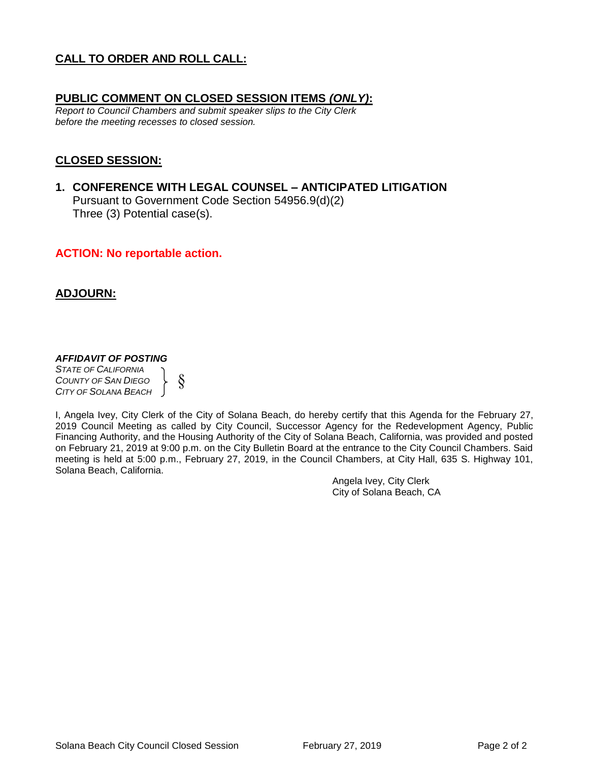## CALL TO ORDER AND ROLL CALL:

## PUBLIC COMMENT ON CLOSED SESSION ITEMS *(ONLY)*:

*Report to Council Chambers and submit speaker slips to the City Clerk before the meeting recesses to closed session.*

## CLOSED SESSION:

**1. CONFERENCE WITH LEGAL COUNSEL – ANTICIPATED LITIGATION**
Pursuant to Government Code Section 54956.9(d)(2)
Three (3) Potential case(s).

**ACTION: No reportable action.**

## ADJOURN:

***AFFIDAVIT OF POSTING***

*STATE OF CALIFORNIA*
*COUNTY OF SAN DIEGO* } §
*CITY OF SOLANA BEACH*

I, Angela Ivey, City Clerk of the City of Solana Beach, do hereby certify that this Agenda for the February 27, 2019 Council Meeting as called by City Council, Successor Agency for the Redevelopment Agency, Public Financing Authority, and the Housing Authority of the City of Solana Beach, California, was provided and posted on February 21, 2019 at 9:00 p.m. on the City Bulletin Board at the entrance to the City Council Chambers. Said meeting is held at 5:00 p.m., February 27, 2019, in the Council Chambers, at City Hall, 635 S. Highway 101, Solana Beach, California.

Angela Ivey, City Clerk
City of Solana Beach, CA